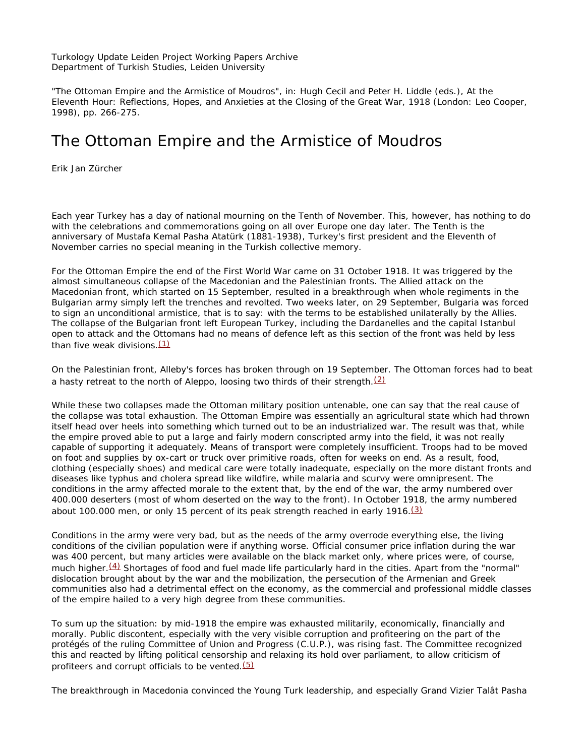Turkology Update Leiden Project Working Papers Archive
Department of Turkish Studies, Leiden University

"The Ottoman Empire and the Armistice of Moudros", in: Hugh Cecil and Peter H. Liddle (eds.), At the Eleventh Hour: Reflections, Hopes, and Anxieties at the Closing of the Great War, 1918 (London: Leo Cooper, 1998), pp. 266-275.

# The Ottoman Empire and the Armistice of Moudros

Erik Jan Zürcher

Each year Turkey has a day of national mourning on the Tenth of November. This, however, has nothing to do with the celebrations and commemorations going on all over Europe one day later. The Tenth is the anniversary of Mustafa Kemal Pasha Atatürk (1881-1938), Turkey's first president and the Eleventh of November carries no special meaning in the Turkish collective memory.

For the Ottoman Empire the end of the First World War came on 31 October 1918. It was triggered by the almost simultaneous collapse of the Macedonian and the Palestinian fronts. The Allied attack on the Macedonian front, which started on 15 September, resulted in a breakthrough when whole regiments in the Bulgarian army simply left the trenches and revolted. Two weeks later, on 29 September, Bulgaria was forced to sign an unconditional armistice, that is to say: with the terms to be established unilaterally by the Allies. The collapse of the Bulgarian front left European Turkey, including the Dardanelles and the capital Istanbul open to attack and the Ottomans had no means of defence left as this section of the front was held by less than five weak divisions.(1)

On the Palestinian front, Alleby's forces has broken through on 19 September. The Ottoman forces had to beat a hasty retreat to the north of Aleppo, loosing two thirds of their strength.(2)

While these two collapses made the Ottoman military position untenable, one can say that the real cause of the collapse was total exhaustion. The Ottoman Empire was essentially an agricultural state which had thrown itself head over heels into something which turned out to be an industrialized war. The result was that, while the empire proved able to put a large and fairly modern conscripted army into the field, it was not really capable of supporting it adequately. Means of transport were completely insufficient. Troops had to be moved on foot and supplies by ox-cart or truck over primitive roads, often for weeks on end. As a result, food, clothing (especially shoes) and medical care were totally inadequate, especially on the more distant fronts and diseases like typhus and cholera spread like wildfire, while malaria and scurvy were omnipresent. The conditions in the army affected morale to the extent that, by the end of the war, the army numbered over 400.000 deserters (most of whom deserted on the way to the front). In October 1918, the army numbered about 100.000 men, or only 15 percent of its peak strength reached in early 1916.(3)

Conditions in the army were very bad, but as the needs of the army overrode everything else, the living conditions of the civilian population were if anything worse. Official consumer price inflation during the war was 400 percent, but many articles were available on the black market only, where prices were, of course, much higher.(4) Shortages of food and fuel made life particularly hard in the cities. Apart from the "normal" dislocation brought about by the war and the mobilization, the persecution of the Armenian and Greek communities also had a detrimental effect on the economy, as the commercial and professional middle classes of the empire hailed to a very high degree from these communities.

To sum up the situation: by mid-1918 the empire was exhausted militarily, economically, financially and morally. Public discontent, especially with the very visible corruption and profiteering on the part of the protégés of the ruling Committee of Union and Progress (C.U.P.), was rising fast. The Committee recognized this and reacted by lifting political censorship and relaxing its hold over parliament, to allow criticism of profiteers and corrupt officials to be vented.(5)

The breakthrough in Macedonia convinced the Young Turk leadership, and especially Grand Vizier Talât Pasha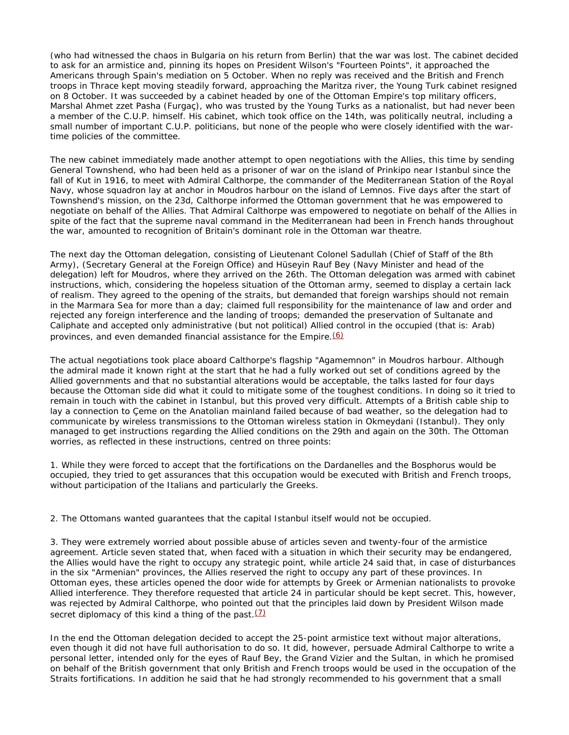(who had witnessed the chaos in Bulgaria on his return from Berlin) that the war was lost. The cabinet decided to ask for an armistice and, pinning its hopes on President Wilson's "Fourteen Points", it approached the Americans through Spain's mediation on 5 October. When no reply was received and the British and French troops in Thrace kept moving steadily forward, approaching the Maritza river, the Young Turk cabinet resigned on 8 October. It was succeeded by a cabinet headed by one of the Ottoman Empire's top military officers, Marshal Ahmet zzet Pasha (Furgaç), who was trusted by the Young Turks as a nationalist, but had never been a member of the C.U.P. himself. His cabinet, which took office on the 14th, was politically neutral, including a small number of important C.U.P. politicians, but none of the people who were closely identified with the war-time policies of the committee.

The new cabinet immediately made another attempt to open negotiations with the Allies, this time by sending General Townshend, who had been held as a prisoner of war on the island of Prinkipo near Istanbul since the fall of Kut in 1916, to meet with Admiral Calthorpe, the commander of the Mediterranean Station of the Royal Navy, whose squadron lay at anchor in Moudros harbour on the island of Lemnos. Five days after the start of Townshend's mission, on the 23d, Calthorpe informed the Ottoman government that he was empowered to negotiate on behalf of the Allies. That Admiral Calthorpe was empowered to negotiate on behalf of the Allies in spite of the fact that the supreme naval command in the Mediterranean had been in French hands throughout the war, amounted to recognition of Britain's dominant role in the Ottoman war theatre.

The next day the Ottoman delegation, consisting of Lieutenant Colonel Sadullah (Chief of Staff of the 8th Army), (Secretary General at the Foreign Office) and Hüseyin Rauf Bey (Navy Minister and head of the delegation) left for Moudros, where they arrived on the 26th. The Ottoman delegation was armed with cabinet instructions, which, considering the hopeless situation of the Ottoman army, seemed to display a certain lack of realism. They agreed to the opening of the straits, but demanded that foreign warships should not remain in the Marmara Sea for more than a day; claimed full responsibility for the maintenance of law and order and rejected any foreign interference and the landing of troops; demanded the preservation of Sultanate and Caliphate and accepted only administrative (but not political) Allied control in the occupied (that is: Arab) provinces, and even demanded financial assistance for the Empire.(6)

The actual negotiations took place aboard Calthorpe's flagship "Agamemnon" in Moudros harbour. Although the admiral made it known right at the start that he had a fully worked out set of conditions agreed by the Allied governments and that no substantial alterations would be acceptable, the talks lasted for four days because the Ottoman side did what it could to mitigate some of the toughest conditions. In doing so it tried to remain in touch with the cabinet in Istanbul, but this proved very difficult. Attempts of a British cable ship to lay a connection to Çeme on the Anatolian mainland failed because of bad weather, so the delegation had to communicate by wireless transmissions to the Ottoman wireless station in Okmeydani (Istanbul). They only managed to get instructions regarding the Allied conditions on the 29th and again on the 30th. The Ottoman worries, as reflected in these instructions, centred on three points:

1. While they were forced to accept that the fortifications on the Dardanelles and the Bosphorus would be occupied, they tried to get assurances that this occupation would be executed with British and French troops, without participation of the Italians and particularly the Greeks.

2. The Ottomans wanted guarantees that the capital Istanbul itself would not be occupied.

3. They were extremely worried about possible abuse of articles seven and twenty-four of the armistice agreement. Article seven stated that, when faced with a situation in which their security may be endangered, the Allies would have the right to occupy any strategic point, while article 24 said that, in case of disturbances in the six "Armenian" provinces, the Allies reserved the right to occupy any part of these provinces. In Ottoman eyes, these articles opened the door wide for attempts by Greek or Armenian nationalists to provoke Allied interference. They therefore requested that article 24 in particular should be kept secret. This, however, was rejected by Admiral Calthorpe, who pointed out that the principles laid down by President Wilson made secret diplomacy of this kind a thing of the past.(7)

In the end the Ottoman delegation decided to accept the 25-point armistice text without major alterations, even though it did not have full authorisation to do so. It did, however, persuade Admiral Calthorpe to write a personal letter, intended only for the eyes of Rauf Bey, the Grand Vizier and the Sultan, in which he promised on behalf of the British government that only British and French troops would be used in the occupation of the Straits fortifications. In addition he said that he had strongly recommended to his government that a small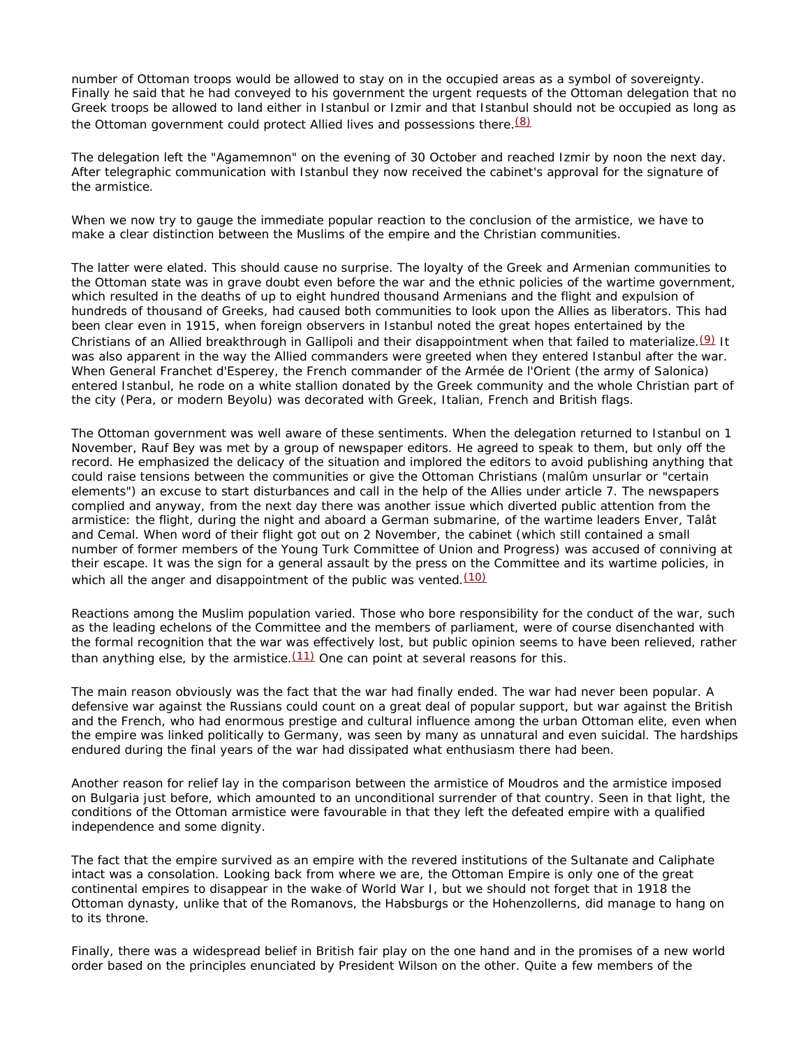number of Ottoman troops would be allowed to stay on in the occupied areas as a symbol of sovereignty. Finally he said that he had conveyed to his government the urgent requests of the Ottoman delegation that no Greek troops be allowed to land either in Istanbul or Izmir and that Istanbul should not be occupied as long as the Ottoman government could protect Allied lives and possessions there.(8)

The delegation left the "Agamemnon" on the evening of 30 October and reached Izmir by noon the next day. After telegraphic communication with Istanbul they now received the cabinet's approval for the signature of the armistice.

When we now try to gauge the immediate popular reaction to the conclusion of the armistice, we have to make a clear distinction between the Muslims of the empire and the Christian communities.

The latter were elated. This should cause no surprise. The loyalty of the Greek and Armenian communities to the Ottoman state was in grave doubt even before the war and the ethnic policies of the wartime government, which resulted in the deaths of up to eight hundred thousand Armenians and the flight and expulsion of hundreds of thousand of Greeks, had caused both communities to look upon the Allies as liberators. This had been clear even in 1915, when foreign observers in Istanbul noted the great hopes entertained by the Christians of an Allied breakthrough in Gallipoli and their disappointment when that failed to materialize.(9) It was also apparent in the way the Allied commanders were greeted when they entered Istanbul after the war. When General Franchet d'Esperey, the French commander of the Armée de l'Orient (the army of Salonica) entered Istanbul, he rode on a white stallion donated by the Greek community and the whole Christian part of the city (Pera, or modern Beyolu) was decorated with Greek, Italian, French and British flags.

The Ottoman government was well aware of these sentiments. When the delegation returned to Istanbul on 1 November, Rauf Bey was met by a group of newspaper editors. He agreed to speak to them, but only off the record. He emphasized the delicacy of the situation and implored the editors to avoid publishing anything that could raise tensions between the communities or give the Ottoman Christians (malûm unsurlar or "certain elements") an excuse to start disturbances and call in the help of the Allies under article 7. The newspapers complied and anyway, from the next day there was another issue which diverted public attention from the armistice: the flight, during the night and aboard a German submarine, of the wartime leaders Enver, Talât and Cemal. When word of their flight got out on 2 November, the cabinet (which still contained a small number of former members of the Young Turk Committee of Union and Progress) was accused of conniving at their escape. It was the sign for a general assault by the press on the Committee and its wartime policies, in which all the anger and disappointment of the public was vented.(10)

Reactions among the Muslim population varied. Those who bore responsibility for the conduct of the war, such as the leading echelons of the Committee and the members of parliament, were of course disenchanted with the formal recognition that the war was effectively lost, but public opinion seems to have been relieved, rather than anything else, by the armistice.(11) One can point at several reasons for this.

The main reason obviously was the fact that the war had finally ended. The war had never been popular. A defensive war against the Russians could count on a great deal of popular support, but war against the British and the French, who had enormous prestige and cultural influence among the urban Ottoman elite, even when the empire was linked politically to Germany, was seen by many as unnatural and even suicidal. The hardships endured during the final years of the war had dissipated what enthusiasm there had been.

Another reason for relief lay in the comparison between the armistice of Moudros and the armistice imposed on Bulgaria just before, which amounted to an unconditional surrender of that country. Seen in that light, the conditions of the Ottoman armistice were favourable in that they left the defeated empire with a qualified independence and some dignity.

The fact that the empire survived as an empire with the revered institutions of the Sultanate and Caliphate intact was a consolation. Looking back from where we are, the Ottoman Empire is only one of the great continental empires to disappear in the wake of World War I, but we should not forget that in 1918 the Ottoman dynasty, unlike that of the Romanovs, the Habsburgs or the Hohenzollerns, did manage to hang on to its throne.

Finally, there was a widespread belief in British fair play on the one hand and in the promises of a new world order based on the principles enunciated by President Wilson on the other. Quite a few members of the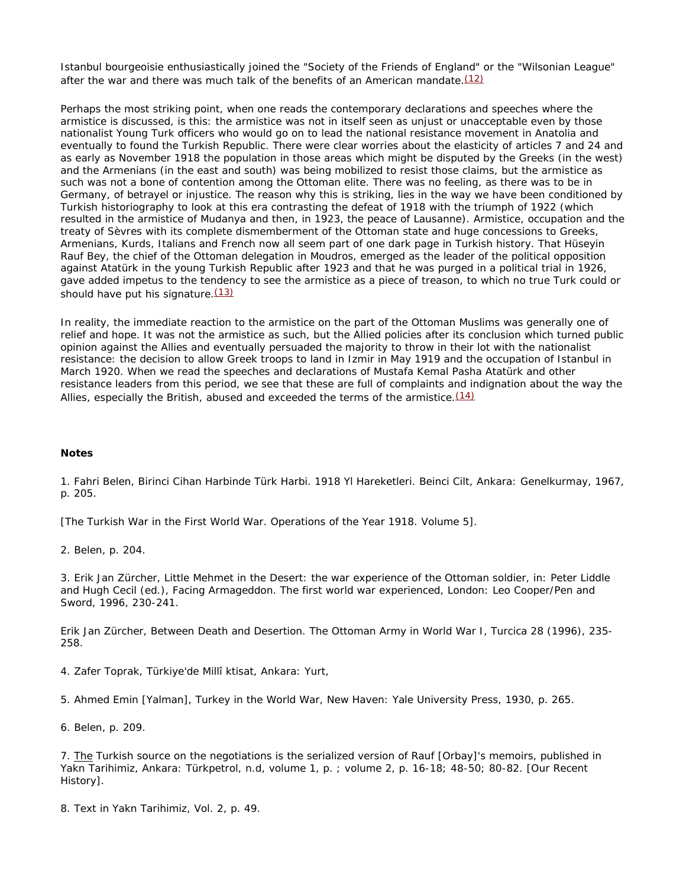Istanbul bourgeoisie enthusiastically joined the "Society of the Friends of England" or the "Wilsonian League" after the war and there was much talk of the benefits of an American mandate.[(12)]

Perhaps the most striking point, when one reads the contemporary declarations and speeches where the armistice is discussed, is this: the armistice was not in itself seen as unjust or unacceptable even by those nationalist Young Turk officers who would go on to lead the national resistance movement in Anatolia and eventually to found the Turkish Republic. There were clear worries about the elasticity of articles 7 and 24 and as early as November 1918 the population in those areas which might be disputed by the Greeks (in the west) and the Armenians (in the east and south) was being mobilized to resist those claims, but the armistice as such was not a bone of contention among the Ottoman elite. There was no feeling, as there was to be in Germany, of betrayel or injustice. The reason why this is striking, lies in the way we have been conditioned by Turkish historiography to look at this era contrasting the defeat of 1918 with the triumph of 1922 (which resulted in the armistice of Mudanya and then, in 1923, the peace of Lausanne). Armistice, occupation and the treaty of Sèvres with its complete dismemberment of the Ottoman state and huge concessions to Greeks, Armenians, Kurds, Italians and French now all seem part of one dark page in Turkish history. That Hüseyin Rauf Bey, the chief of the Ottoman delegation in Moudros, emerged as the leader of the political opposition against Atatürk in the young Turkish Republic after 1923 and that he was purged in a political trial in 1926, gave added impetus to the tendency to see the armistice as a piece of treason, to which no true Turk could or should have put his signature.[(13)]

In reality, the immediate reaction to the armistice on the part of the Ottoman Muslims was generally one of relief and hope. It was not the armistice as such, but the Allied policies after its conclusion which turned public opinion against the Allies and eventually persuaded the majority to throw in their lot with the nationalist resistance: the decision to allow Greek troops to land in Izmir in May 1919 and the occupation of Istanbul in March 1920. When we read the speeches and declarations of Mustafa Kemal Pasha Atatürk and other resistance leaders from this period, we see that these are full of complaints and indignation about the way the Allies, especially the British, abused and exceeded the terms of the armistice.[(14)]

**Notes**

1. Fahri Belen, Birinci Cihan Harbinde Türk Harbi. 1918 Yl Hareketleri. Beinci Cilt, Ankara: Genelkurmay, 1967, p. 205.

[The Turkish War in the First World War. Operations of the Year 1918. Volume 5].

2. Belen, p. 204.

3. Erik Jan Zürcher, Little Mehmet in the Desert: the war experience of the Ottoman soldier, in: Peter Liddle and Hugh Cecil (ed.), Facing Armageddon. The first world war experienced, London: Leo Cooper/Pen and Sword, 1996, 230-241.

Erik Jan Zürcher, Between Death and Desertion. The Ottoman Army in World War I, Turcica 28 (1996), 235-258.

4. Zafer Toprak, Türkiye'de Millî ktisat, Ankara: Yurt,

5. Ahmed Emin [Yalman], Turkey in the World War, New Haven: Yale University Press, 1930, p. 265.

6. Belen, p. 209.

7. The Turkish source on the negotiations is the serialized version of Rauf [Orbay]'s memoirs, published in Yakn Tarihimiz, Ankara: Türkpetrol, n.d, volume 1, p. ; volume 2, p. 16-18; 48-50; 80-82. [Our Recent History].

8. Text in Yakn Tarihimiz, Vol. 2, p. 49.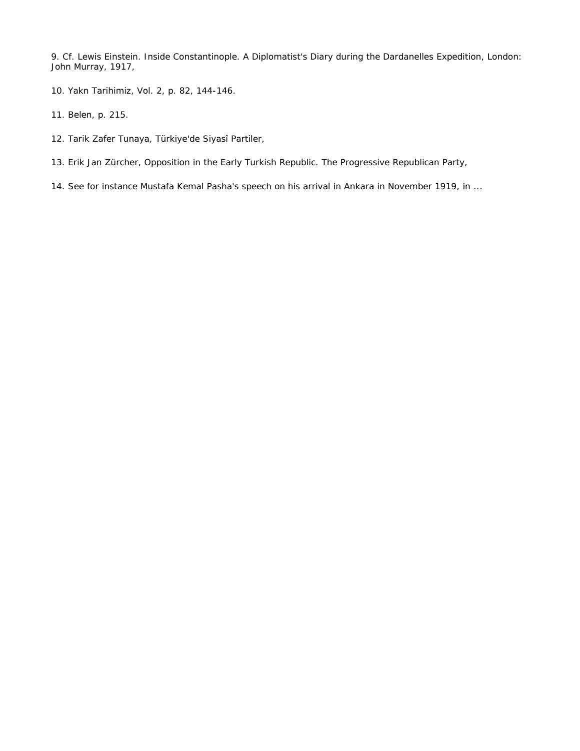9. Cf. Lewis Einstein. Inside Constantinople. A Diplomatist's Diary during the Dardanelles Expedition, London: John Murray, 1917,

10. Yakn Tarihimiz, Vol. 2, p. 82, 144-146.

11. Belen, p. 215.

12. Tarik Zafer Tunaya, Türkiye'de Siyasî Partiler,

13. Erik Jan Zürcher, Opposition in the Early Turkish Republic. The Progressive Republican Party,

14. See for instance Mustafa Kemal Pasha's speech on his arrival in Ankara in November 1919, in ...